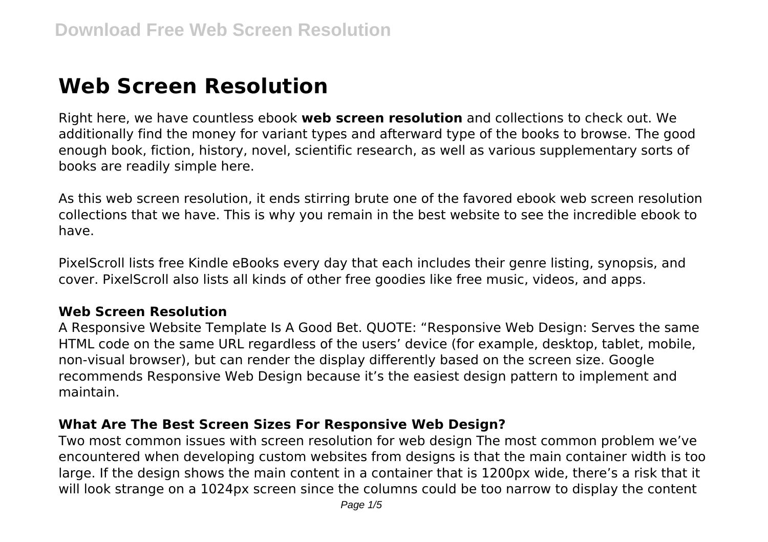# Web Screen Resolution

Right here, we have countless ebook **web screen resolution** and collections to check out. We additionally find the money for variant types and afterward type of the books to browse. The good enough book, fiction, history, novel, scientific research, as well as various supplementary sorts of books are readily simple here.

As this web screen resolution, it ends stirring brute one of the favored ebook web screen resolution collections that we have. This is why you remain in the best website to see the incredible ebook to have.

PixelScroll lists free Kindle eBooks every day that each includes their genre listing, synopsis, and cover. PixelScroll also lists all kinds of other free goodies like free music, videos, and apps.

### Web Screen Resolution

A Responsive Website Template Is A Good Bet. QUOTE: "Responsive Web Design: Serves the same HTML code on the same URL regardless of the users' device (for example, desktop, tablet, mobile, non-visual browser), but can render the display differently based on the screen size. Google recommends Responsive Web Design because it's the easiest design pattern to implement and maintain.

### What Are The Best Screen Sizes For Responsive Web Design?

Two most common issues with screen resolution for web design The most common problem we've encountered when developing custom websites from designs is that the main container width is too large. If the design shows the main content in a container that is 1200px wide, there's a risk that it will look strange on a 1024px screen since the columns could be too narrow to display the content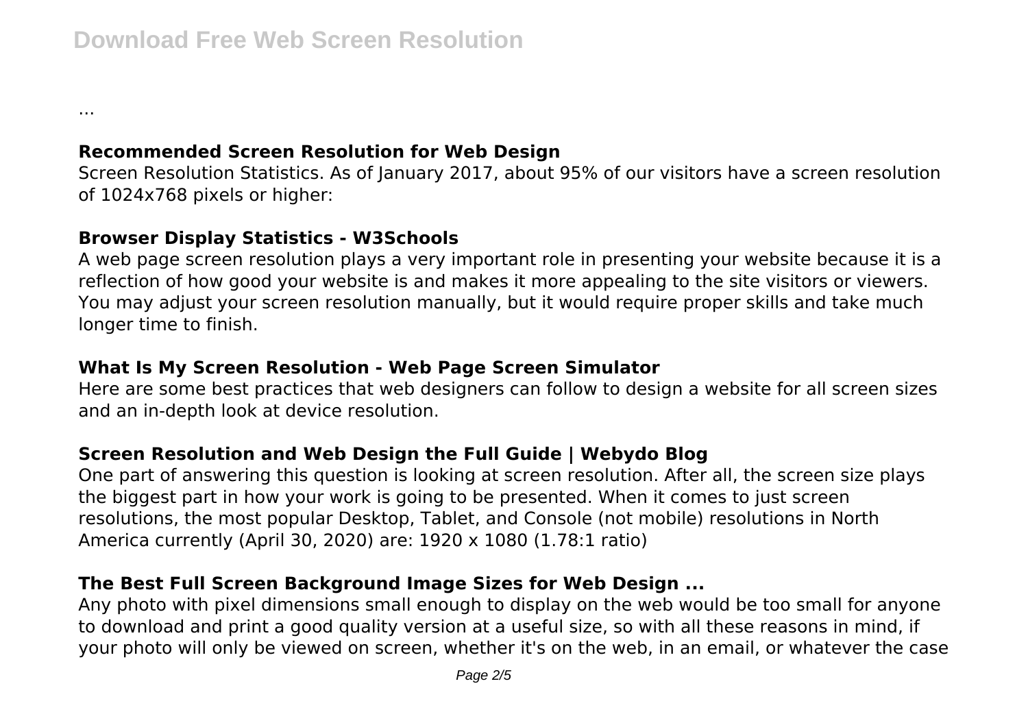...

### Recommended Screen Resolution for Web Design

Screen Resolution Statistics. As of January 2017, about 95% of our visitors have a screen resolution of 1024x768 pixels or higher:

### Browser Display Statistics - W3Schools

A web page screen resolution plays a very important role in presenting your website because it is a reflection of how good your website is and makes it more appealing to the site visitors or viewers. You may adjust your screen resolution manually, but it would require proper skills and take much longer time to finish.

### What Is My Screen Resolution - Web Page Screen Simulator

Here are some best practices that web designers can follow to design a website for all screen sizes and an in-depth look at device resolution.

### Screen Resolution and Web Design the Full Guide | Webydo Blog

One part of answering this question is looking at screen resolution. After all, the screen size plays the biggest part in how your work is going to be presented. When it comes to just screen resolutions, the most popular Desktop, Tablet, and Console (not mobile) resolutions in North America currently (April 30, 2020) are: 1920 x 1080 (1.78:1 ratio)

### The Best Full Screen Background Image Sizes for Web Design ...

Any photo with pixel dimensions small enough to display on the web would be too small for anyone to download and print a good quality version at a useful size, so with all these reasons in mind, if your photo will only be viewed on screen, whether it's on the web, in an email, or whatever the case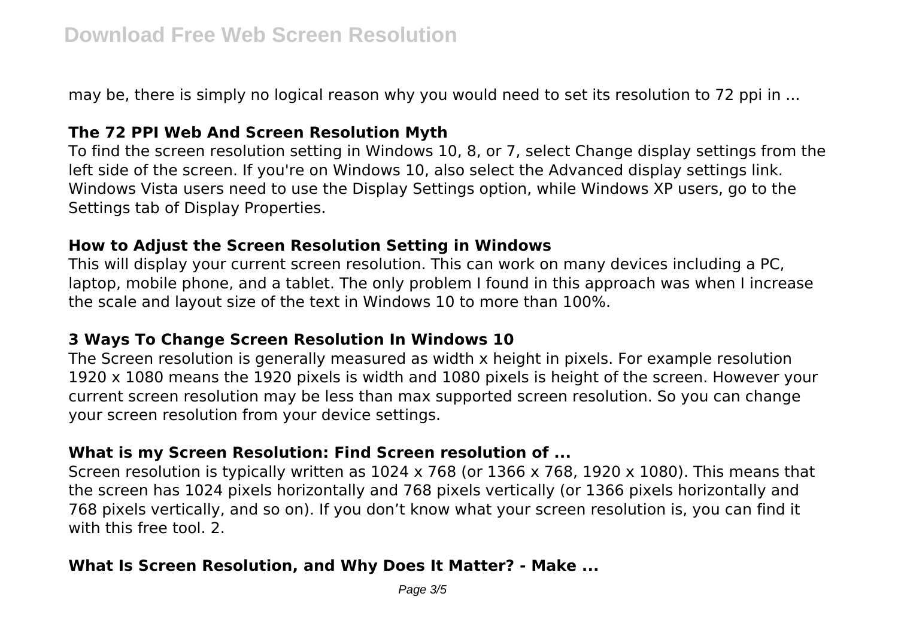may be, there is simply no logical reason why you would need to set its resolution to 72 ppi in ...

### The 72 PPI Web And Screen Resolution Myth

To find the screen resolution setting in Windows 10, 8, or 7, select Change display settings from the left side of the screen. If you're on Windows 10, also select the Advanced display settings link. Windows Vista users need to use the Display Settings option, while Windows XP users, go to the Settings tab of Display Properties.

### How to Adjust the Screen Resolution Setting in Windows

This will display your current screen resolution. This can work on many devices including a PC, laptop, mobile phone, and a tablet. The only problem I found in this approach was when I increase the scale and layout size of the text in Windows 10 to more than 100%.

### 3 Ways To Change Screen Resolution In Windows 10

The Screen resolution is generally measured as width x height in pixels. For example resolution 1920 x 1080 means the 1920 pixels is width and 1080 pixels is height of the screen. However your current screen resolution may be less than max supported screen resolution. So you can change your screen resolution from your device settings.

### What is my Screen Resolution: Find Screen resolution of ...

Screen resolution is typically written as 1024 x 768 (or 1366 x 768, 1920 x 1080). This means that the screen has 1024 pixels horizontally and 768 pixels vertically (or 1366 pixels horizontally and 768 pixels vertically, and so on). If you don't know what your screen resolution is, you can find it with this free tool. 2.

### What Is Screen Resolution, and Why Does It Matter? - Make ...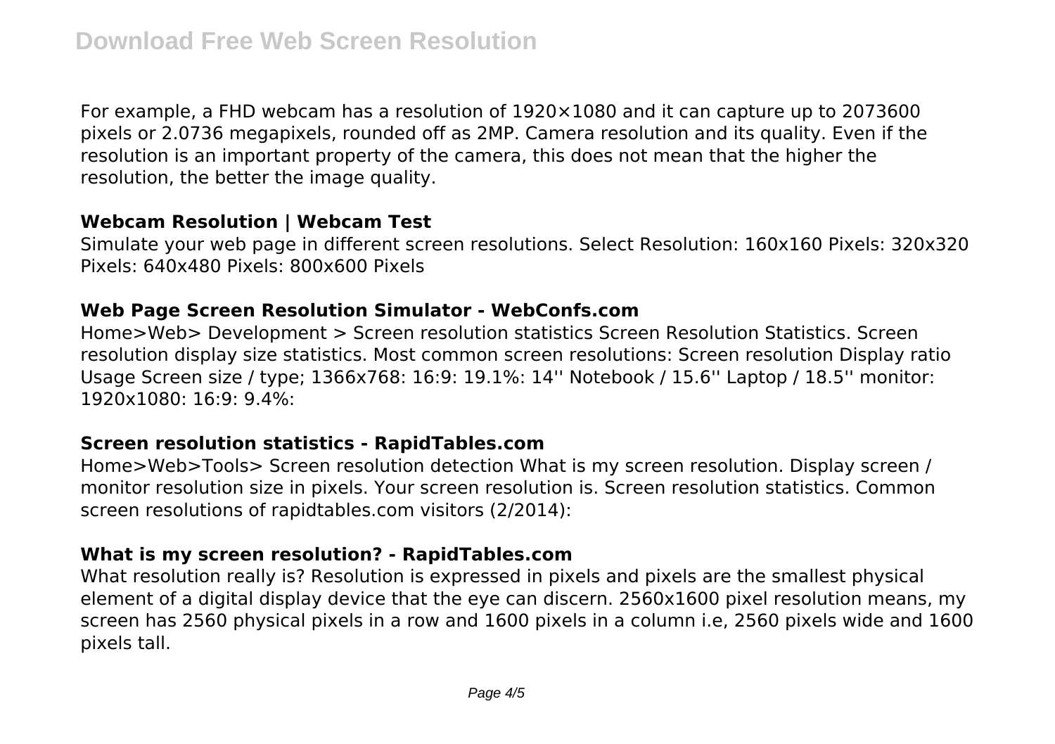For example, a FHD webcam has a resolution of 1920×1080 and it can capture up to 2073600 pixels or 2.0736 megapixels, rounded off as 2MP. Camera resolution and its quality. Even if the resolution is an important property of the camera, this does not mean that the higher the resolution, the better the image quality.

### Webcam Resolution | Webcam Test

Simulate your web page in different screen resolutions. Select Resolution: 160x160 Pixels: 320x320 Pixels: 640x480 Pixels: 800x600 Pixels

### Web Page Screen Resolution Simulator - WebConfs.com

Home>Web> Development > Screen resolution statistics Screen Resolution Statistics. Screen resolution display size statistics. Most common screen resolutions: Screen resolution Display ratio Usage Screen size / type; 1366x768: 16:9: 19.1%: 14'' Notebook / 15.6'' Laptop / 18.5'' monitor: 1920x1080: 16:9: 9.4%:

### Screen resolution statistics - RapidTables.com

Home>Web>Tools> Screen resolution detection What is my screen resolution. Display screen / monitor resolution size in pixels. Your screen resolution is. Screen resolution statistics. Common screen resolutions of rapidtables.com visitors (2/2014):

### What is my screen resolution? - RapidTables.com

What resolution really is? Resolution is expressed in pixels and pixels are the smallest physical element of a digital display device that the eye can discern. 2560x1600 pixel resolution means, my screen has 2560 physical pixels in a row and 1600 pixels in a column i.e, 2560 pixels wide and 1600 pixels tall.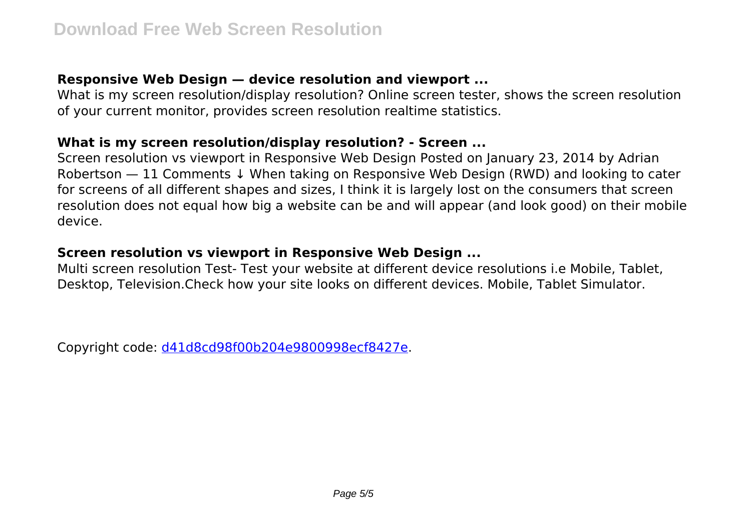### Responsive Web Design — device resolution and viewport ...

What is my screen resolution/display resolution? Online screen tester, shows the screen resolution of your current monitor, provides screen resolution realtime statistics.

### What is my screen resolution/display resolution? - Screen ...

Screen resolution vs viewport in Responsive Web Design Posted on January 23, 2014 by Adrian Robertson — 11 Comments ↓ When taking on Responsive Web Design (RWD) and looking to cater for screens of all different shapes and sizes, I think it is largely lost on the consumers that screen resolution does not equal how big a website can be and will appear (and look good) on their mobile device.

### Screen resolution vs viewport in Responsive Web Design ...

Multi screen resolution Test- Test your website at different device resolutions i.e Mobile, Tablet, Desktop, Television.Check how your site looks on different devices. Mobile, Tablet Simulator.

Copyright code: d41d8cd98f00b204e9800998ecf8427e.